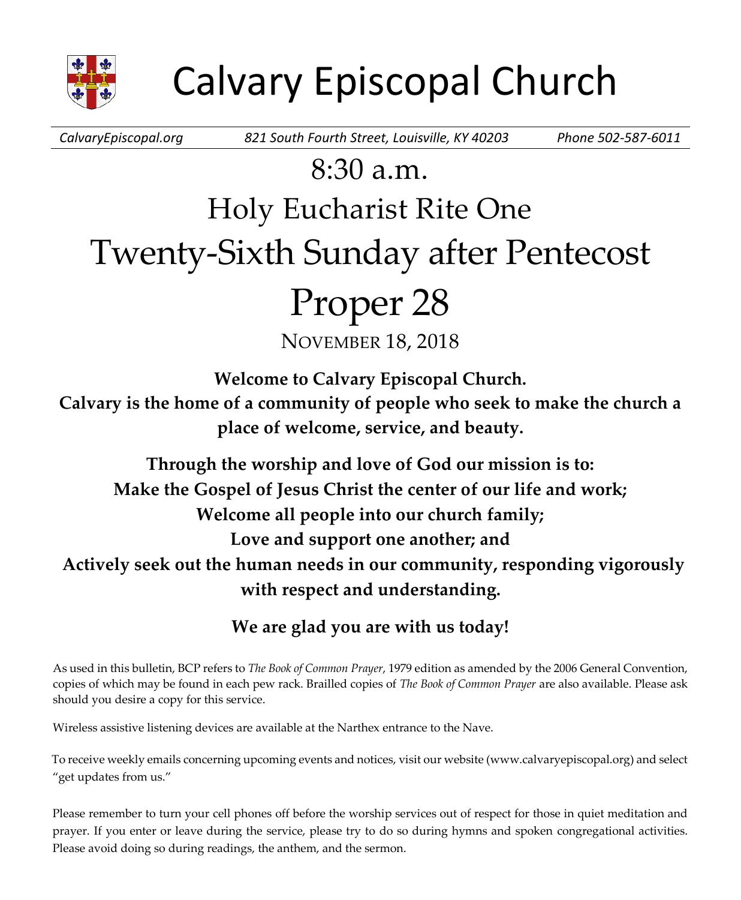# Calvary Episcopal Church

*CalvaryEpiscopal.org* *821 South Fourth Street, Louisville, KY 40203* *Phone 502-587-6011*

## 8:30 a.m.

## Holy Eucharist Rite One

# Twenty-Sixth Sunday after Pentecost

# Proper 28

NOVEMBER 18, 2018

**Welcome to Calvary Episcopal Church.**
**Calvary is the home of a community of people who seek to make the church a place of welcome, service, and beauty.**

**Through the worship and love of God our mission is to:**
**Make the Gospel of Jesus Christ the center of our life and work;**
**Welcome all people into our church family;**
**Love and support one another; and**
**Actively seek out the human needs in our community, responding vigorously with respect and understanding.**

**We are glad you are with us today!**

As used in this bulletin, BCP refers to *The Book of Common Prayer*, 1979 edition as amended by the 2006 General Convention, copies of which may be found in each pew rack. Brailled copies of *The Book of Common Prayer* are also available. Please ask should you desire a copy for this service.

Wireless assistive listening devices are available at the Narthex entrance to the Nave.

To receive weekly emails concerning upcoming events and notices, visit our website (www.calvaryepiscopal.org) and select "get updates from us."

Please remember to turn your cell phones off before the worship services out of respect for those in quiet meditation and prayer. If you enter or leave during the service, please try to do so during hymns and spoken congregational activities. Please avoid doing so during readings, the anthem, and the sermon.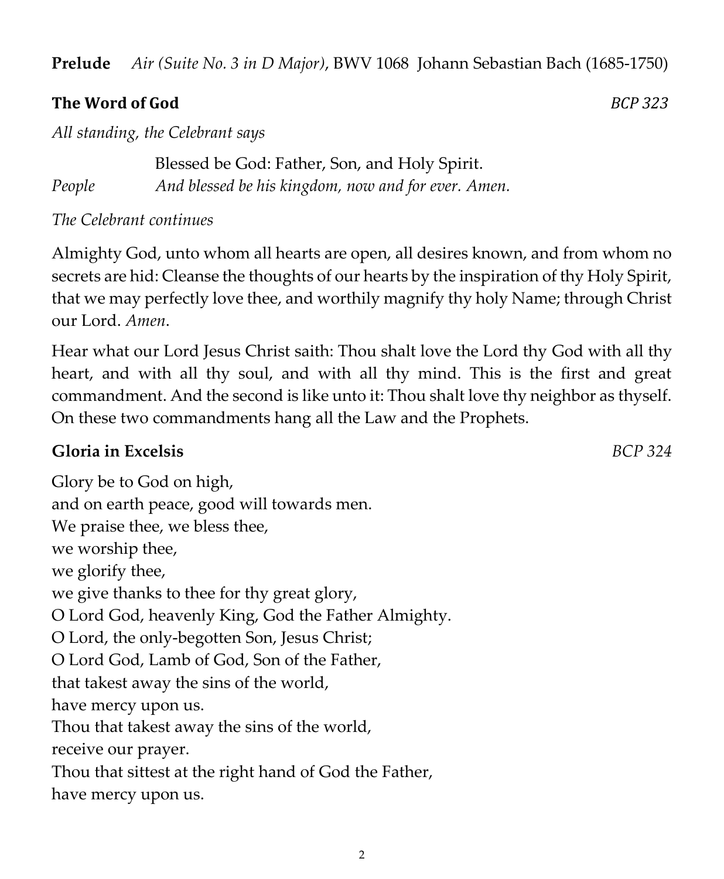**Prelude** *Air (Suite No. 3 in D Major)*, BWV 1068 Johann Sebastian Bach (1685-1750)

**The Word of God** *BCP 323*

*All standing, the Celebrant says*

Blessed be God: Father, Son, and Holy Spirit.
*People* *And blessed be his kingdom, now and for ever. Amen.*

*The Celebrant continues*

Almighty God, unto whom all hearts are open, all desires known, and from whom no secrets are hid: Cleanse the thoughts of our hearts by the inspiration of thy Holy Spirit, that we may perfectly love thee, and worthily magnify thy holy Name; through Christ our Lord. *Amen.*

Hear what our Lord Jesus Christ saith: Thou shalt love the Lord thy God with all thy heart, and with all thy soul, and with all thy mind. This is the first and great commandment. And the second is like unto it: Thou shalt love thy neighbor as thyself. On these two commandments hang all the Law and the Prophets.

**Gloria in Excelsis** *BCP 324*

Glory be to God on high,
and on earth peace, good will towards men.
We praise thee, we bless thee,
we worship thee,
we glorify thee,
we give thanks to thee for thy great glory,
O Lord God, heavenly King, God the Father Almighty.
O Lord, the only-begotten Son, Jesus Christ;
O Lord God, Lamb of God, Son of the Father,
that takest away the sins of the world,
have mercy upon us.
Thou that takest away the sins of the world,
receive our prayer.
Thou that sittest at the right hand of God the Father,
have mercy upon us.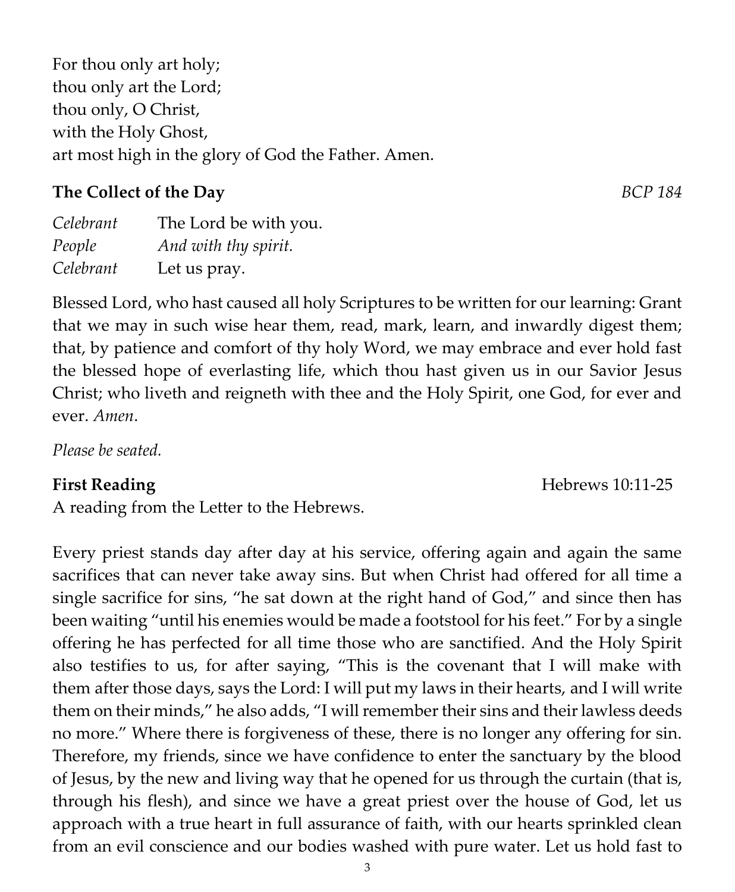For thou only art holy;
thou only art the Lord;
thou only, O Christ,
with the Holy Ghost,
art most high in the glory of God the Father. Amen.

**The Collect of the Day** *BCP 184*

| | |
|---|---|
| *Celebrant* | The Lord be with you. |
| *People* | *And with thy spirit.* |
| *Celebrant* | Let us pray. |

Blessed Lord, who hast caused all holy Scriptures to be written for our learning: Grant that we may in such wise hear them, read, mark, learn, and inwardly digest them; that, by patience and comfort of thy holy Word, we may embrace and ever hold fast the blessed hope of everlasting life, which thou hast given us in our Savior Jesus Christ; who liveth and reigneth with thee and the Holy Spirit, one God, for ever and ever. *Amen*.

*Please be seated.*

**First Reading** Hebrews 10:11-25

A reading from the Letter to the Hebrews.

Every priest stands day after day at his service, offering again and again the same sacrifices that can never take away sins. But when Christ had offered for all time a single sacrifice for sins, "he sat down at the right hand of God," and since then has been waiting "until his enemies would be made a footstool for his feet." For by a single offering he has perfected for all time those who are sanctified. And the Holy Spirit also testifies to us, for after saying, "This is the covenant that I will make with them after those days, says the Lord: I will put my laws in their hearts, and I will write them on their minds," he also adds, "I will remember their sins and their lawless deeds no more." Where there is forgiveness of these, there is no longer any offering for sin. Therefore, my friends, since we have confidence to enter the sanctuary by the blood of Jesus, by the new and living way that he opened for us through the curtain (that is, through his flesh), and since we have a great priest over the house of God, let us approach with a true heart in full assurance of faith, with our hearts sprinkled clean from an evil conscience and our bodies washed with pure water. Let us hold fast to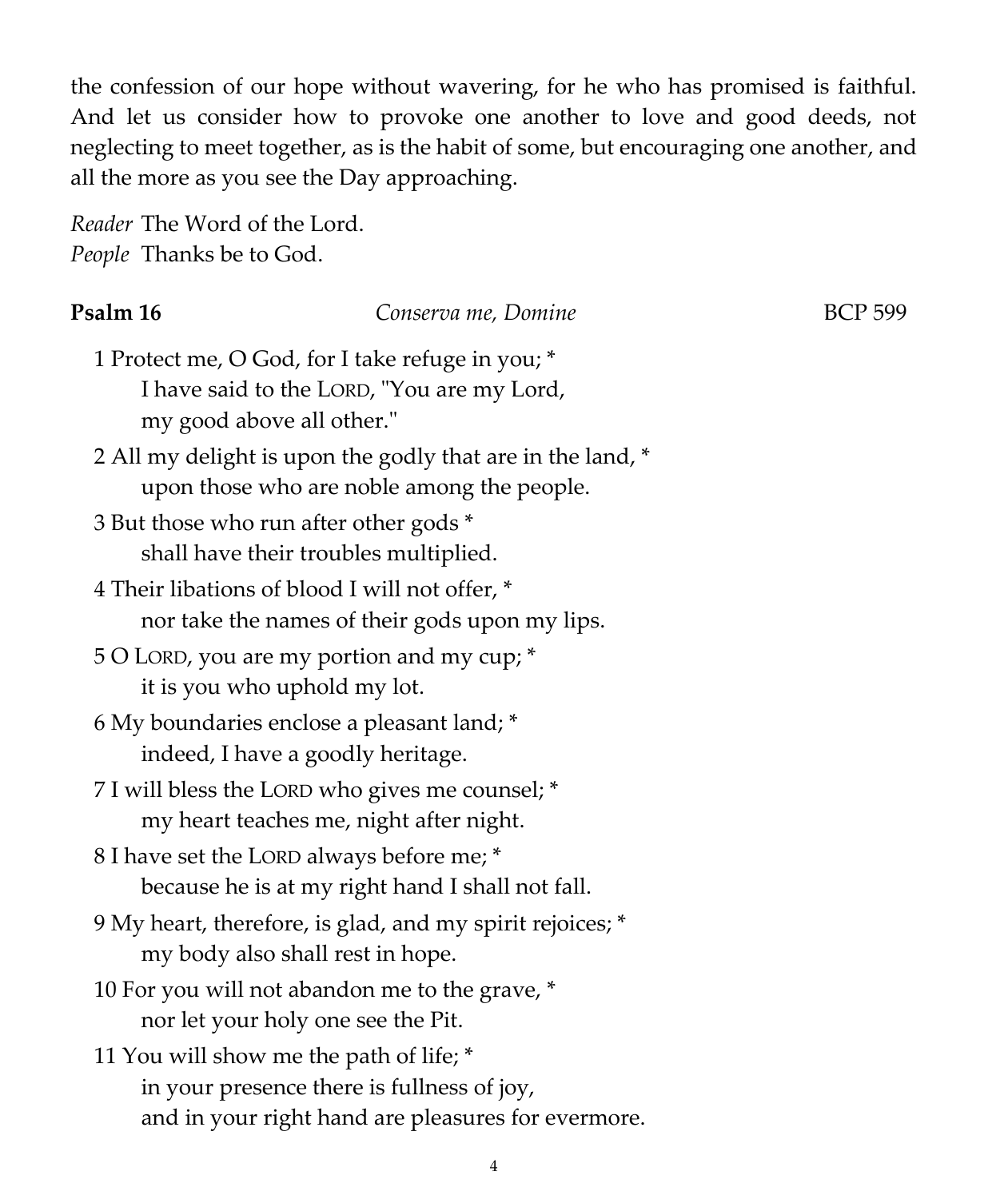the confession of our hope without wavering, for he who has promised is faithful. And let us consider how to provoke one another to love and good deeds, not neglecting to meet together, as is the habit of some, but encouraging one another, and all the more as you see the Day approaching.

*Reader* The Word of the Lord.
*People* Thanks be to God.

**Psalm 16** *Conserva me, Domine* BCP 599

1 Protect me, O God, for I take refuge in you; *
I have said to the LORD, "You are my Lord,
my good above all other."

2 All my delight is upon the godly that are in the land, *
upon those who are noble among the people.

3 But those who run after other gods *
shall have their troubles multiplied.

4 Their libations of blood I will not offer, *
nor take the names of their gods upon my lips.

5 O LORD, you are my portion and my cup; *
it is you who uphold my lot.

6 My boundaries enclose a pleasant land; *
indeed, I have a goodly heritage.

7 I will bless the LORD who gives me counsel; *
my heart teaches me, night after night.

8 I have set the LORD always before me; *
because he is at my right hand I shall not fall.

9 My heart, therefore, is glad, and my spirit rejoices; *
my body also shall rest in hope.

10 For you will not abandon me to the grave, *
nor let your holy one see the Pit.

11 You will show me the path of life; *
in your presence there is fullness of joy,
and in your right hand are pleasures for evermore.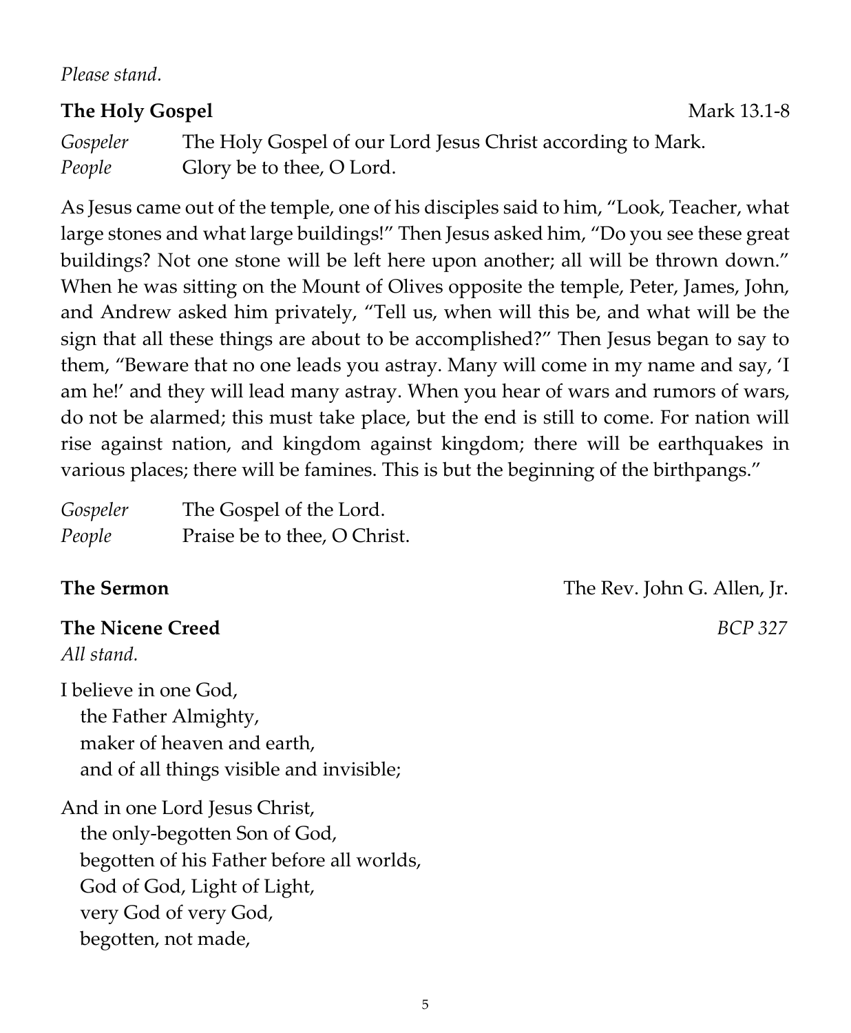*Please stand.*

**The Holy Gospel** Mark 13.1-8

*Gospeler* The Holy Gospel of our Lord Jesus Christ according to Mark.
*People* Glory be to thee, O Lord.

As Jesus came out of the temple, one of his disciples said to him, "Look, Teacher, what large stones and what large buildings!" Then Jesus asked him, "Do you see these great buildings? Not one stone will be left here upon another; all will be thrown down." When he was sitting on the Mount of Olives opposite the temple, Peter, James, John, and Andrew asked him privately, "Tell us, when will this be, and what will be the sign that all these things are about to be accomplished?" Then Jesus began to say to them, "Beware that no one leads you astray. Many will come in my name and say, 'I am he!' and they will lead many astray. When you hear of wars and rumors of wars, do not be alarmed; this must take place, but the end is still to come. For nation will rise against nation, and kingdom against kingdom; there will be earthquakes in various places; there will be famines. This is but the beginning of the birthpangs."

*Gospeler* The Gospel of the Lord.
*People* Praise be to thee, O Christ.

**The Sermon** The Rev. John G. Allen, Jr.

**The Nicene Creed** *BCP 327*
*All stand.*

I believe in one God,
the Father Almighty,
maker of heaven and earth,
and of all things visible and invisible;

And in one Lord Jesus Christ,
the only-begotten Son of God,
begotten of his Father before all worlds,
God of God, Light of Light,
very God of very God,
begotten, not made,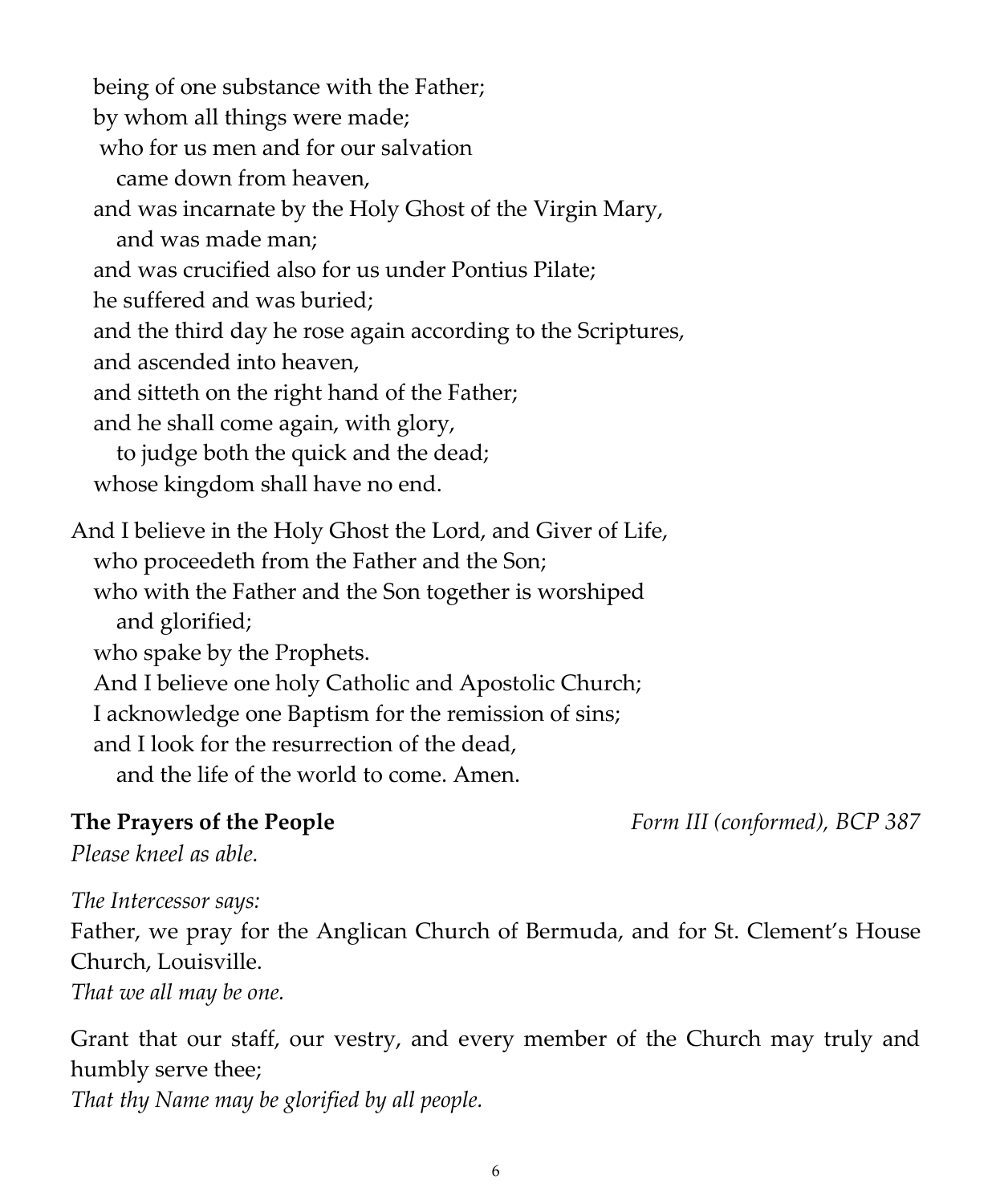being of one substance with the Father;
by whom all things were made;
who for us men and for our salvation
came down from heaven,
and was incarnate by the Holy Ghost of the Virgin Mary,
and was made man;
and was crucified also for us under Pontius Pilate;
he suffered and was buried;
and the third day he rose again according to the Scriptures,
and ascended into heaven,
and sitteth on the right hand of the Father;
and he shall come again, with glory,
to judge both the quick and the dead;
whose kingdom shall have no end.

And I believe in the Holy Ghost the Lord, and Giver of Life,
who proceedeth from the Father and the Son;
who with the Father and the Son together is worshiped
and glorified;
who spake by the Prophets.
And I believe one holy Catholic and Apostolic Church;
I acknowledge one Baptism for the remission of sins;
and I look for the resurrection of the dead,
and the life of the world to come. Amen.

**The Prayers of the People** *Form III (conformed), BCP 387*

*Please kneel as able.*

*The Intercessor says:*

Father, we pray for the Anglican Church of Bermuda, and for St. Clement's House Church, Louisville.

*That we all may be one.*

Grant that our staff, our vestry, and every member of the Church may truly and humbly serve thee;

*That thy Name may be glorified by all people.*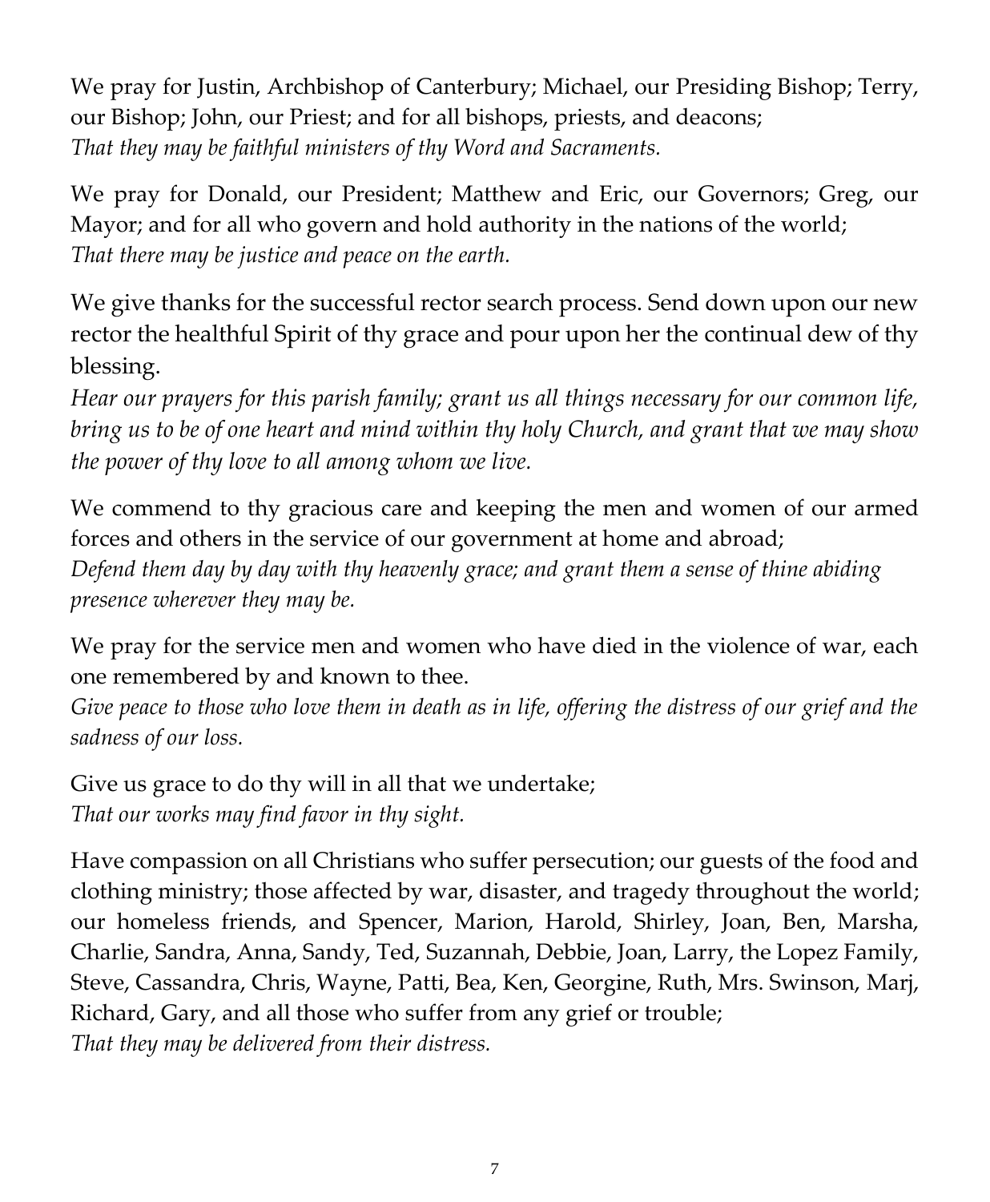We pray for Justin, Archbishop of Canterbury; Michael, our Presiding Bishop; Terry, our Bishop; John, our Priest; and for all bishops, priests, and deacons;
*That they may be faithful ministers of thy Word and Sacraments.*

We pray for Donald, our President; Matthew and Eric, our Governors; Greg, our Mayor; and for all who govern and hold authority in the nations of the world;
*That there may be justice and peace on the earth.*

We give thanks for the successful rector search process. Send down upon our new rector the healthful Spirit of thy grace and pour upon her the continual dew of thy blessing.
*Hear our prayers for this parish family; grant us all things necessary for our common life, bring us to be of one heart and mind within thy holy Church, and grant that we may show the power of thy love to all among whom we live.*

We commend to thy gracious care and keeping the men and women of our armed forces and others in the service of our government at home and abroad;
*Defend them day by day with thy heavenly grace; and grant them a sense of thine abiding presence wherever they may be.*

We pray for the service men and women who have died in the violence of war, each one remembered by and known to thee.
*Give peace to those who love them in death as in life, offering the distress of our grief and the sadness of our loss.*

Give us grace to do thy will in all that we undertake;
*That our works may find favor in thy sight.*

Have compassion on all Christians who suffer persecution; our guests of the food and clothing ministry; those affected by war, disaster, and tragedy throughout the world; our homeless friends, and Spencer, Marion, Harold, Shirley, Joan, Ben, Marsha, Charlie, Sandra, Anna, Sandy, Ted, Suzannah, Debbie, Joan, Larry, the Lopez Family, Steve, Cassandra, Chris, Wayne, Patti, Bea, Ken, Georgine, Ruth, Mrs. Swinson, Marj, Richard, Gary, and all those who suffer from any grief or trouble;
*That they may be delivered from their distress.*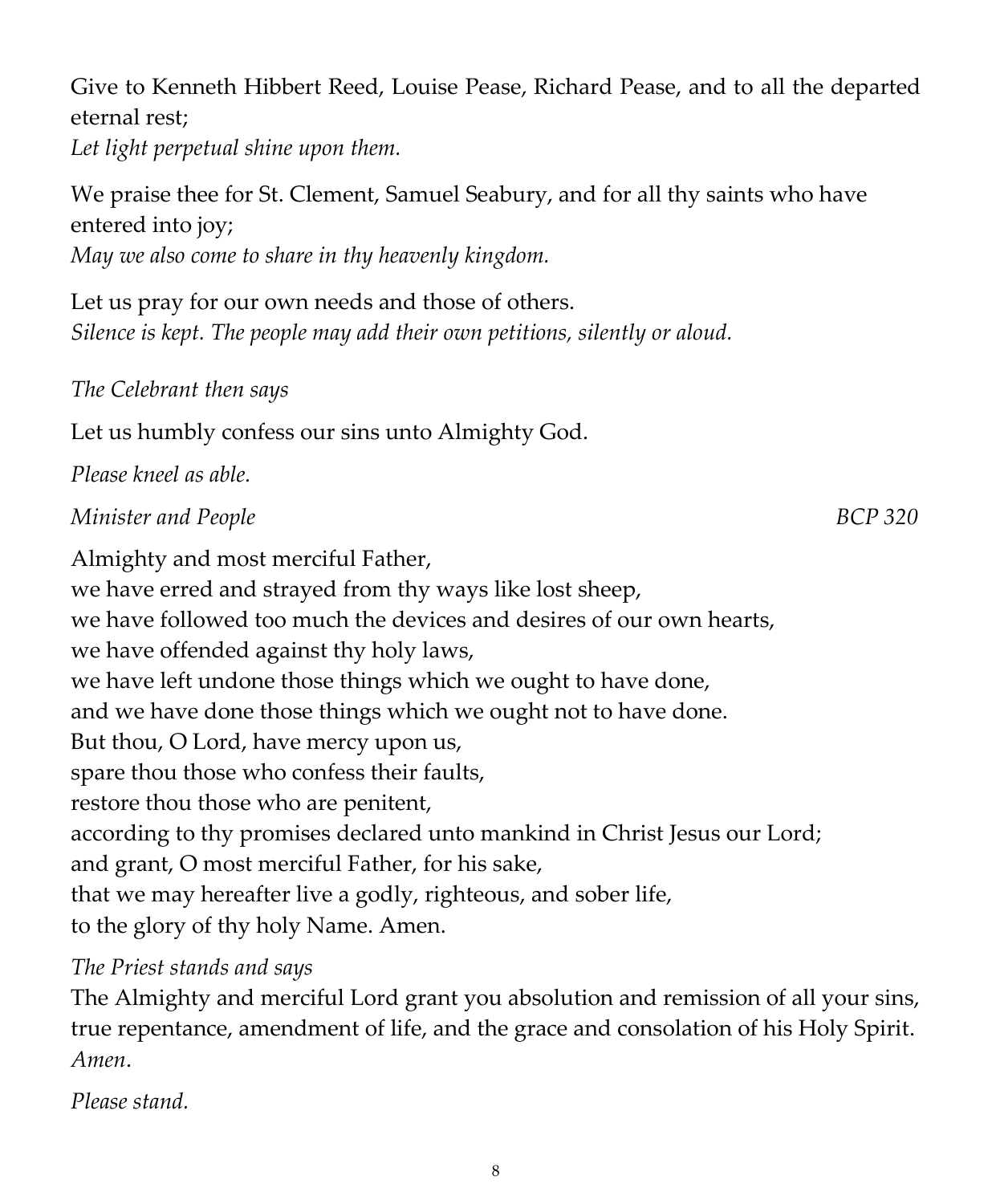Give to Kenneth Hibbert Reed, Louise Pease, Richard Pease, and to all the departed eternal rest;
*Let light perpetual shine upon them.*

We praise thee for St. Clement, Samuel Seabury, and for all thy saints who have entered into joy;
*May we also come to share in thy heavenly kingdom.*

Let us pray for our own needs and those of others.
*Silence is kept. The people may add their own petitions, silently or aloud.*

*The Celebrant then says*

Let us humbly confess our sins unto Almighty God.

*Please kneel as able.*

*Minister and People* *BCP 320*

Almighty and most merciful Father,
we have erred and strayed from thy ways like lost sheep,
we have followed too much the devices and desires of our own hearts,
we have offended against thy holy laws,
we have left undone those things which we ought to have done,
and we have done those things which we ought not to have done.
But thou, O Lord, have mercy upon us,
spare thou those who confess their faults,
restore thou those who are penitent,
according to thy promises declared unto mankind in Christ Jesus our Lord;
and grant, O most merciful Father, for his sake,
that we may hereafter live a godly, righteous, and sober life,
to the glory of thy holy Name. Amen.

*The Priest stands and says*
The Almighty and merciful Lord grant you absolution and remission of all your sins, true repentance, amendment of life, and the grace and consolation of his Holy Spirit. *Amen*.

*Please stand.*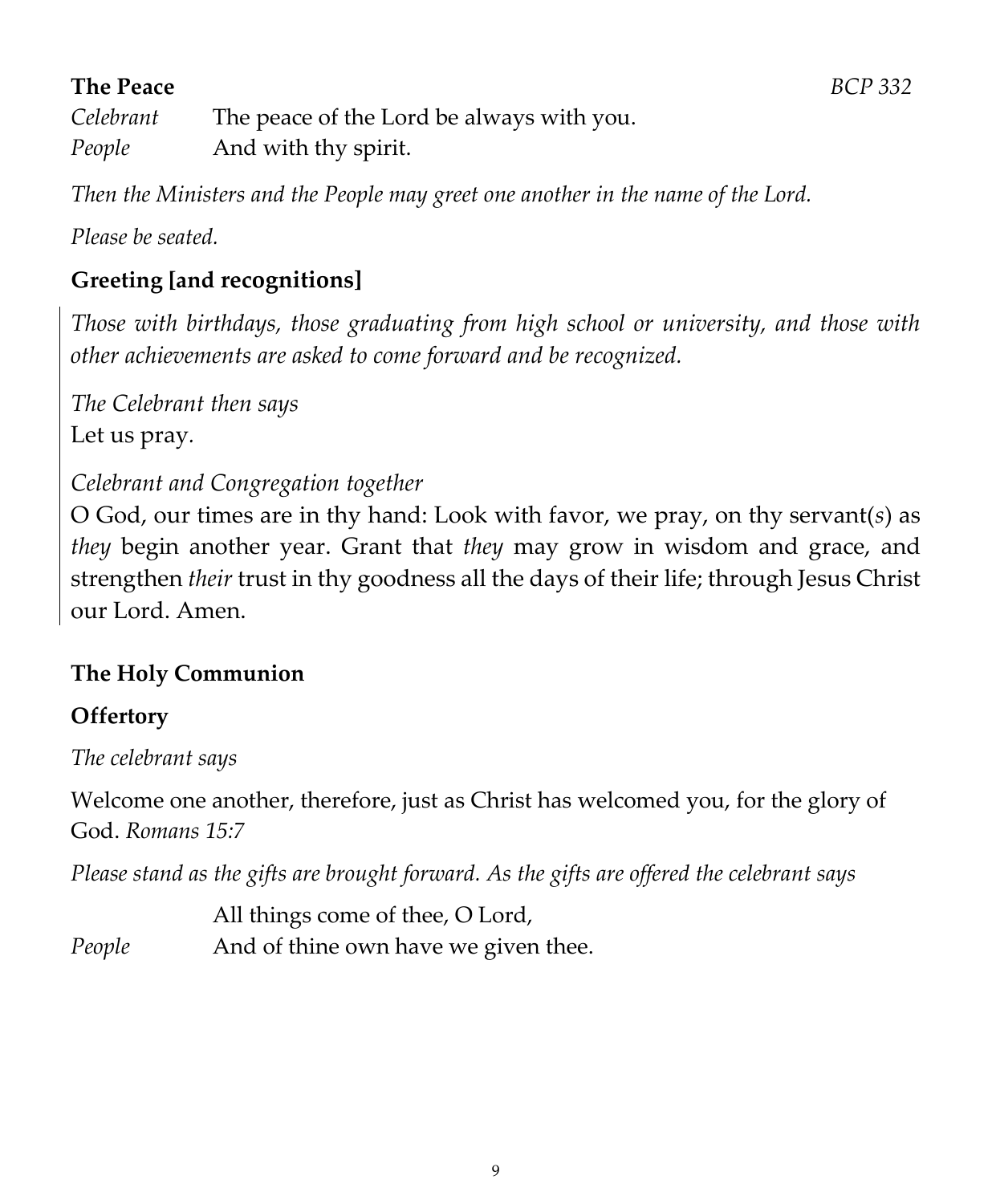**The Peace** *BCP 332*

*Celebrant* The peace of the Lord be always with you.
*People* And with thy spirit.

*Then the Ministers and the People may greet one another in the name of the Lord.*

*Please be seated.*

**Greeting [and recognitions]**

*Those with birthdays, those graduating from high school or university, and those with other achievements are asked to come forward and be recognized.*

*The Celebrant then says*
Let us pray.

*Celebrant and Congregation together*
O God, our times are in thy hand: Look with favor, we pray, on thy servant(*s*) as *they* begin another year. Grant that *they* may grow in wisdom and grace, and strengthen *their* trust in thy goodness all the days of their life; through Jesus Christ our Lord. Amen.

**The Holy Communion**

**Offertory**

*The celebrant says*

Welcome one another, therefore, just as Christ has welcomed you, for the glory of God. *Romans 15:7*

*Please stand as the gifts are brought forward. As the gifts are offered the celebrant says*

All things come of thee, O Lord,
*People* And of thine own have we given thee.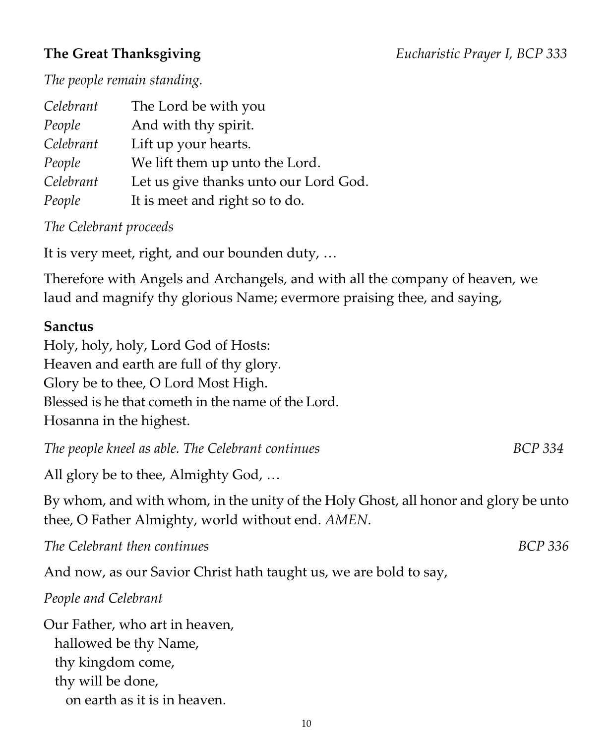**The Great Thanksgiving** *Eucharistic Prayer I, BCP 333*

*The people remain standing.*

*Celebrant* The Lord be with you
*People* And with thy spirit.
*Celebrant* Lift up your hearts.
*People* We lift them up unto the Lord.
*Celebrant* Let us give thanks unto our Lord God.
*People* It is meet and right so to do.

*The Celebrant proceeds*

It is very meet, right, and our bounden duty, …

Therefore with Angels and Archangels, and with all the company of heaven, we laud and magnify thy glorious Name; evermore praising thee, and saying,

**Sanctus**
Holy, holy, holy, Lord God of Hosts:
Heaven and earth are full of thy glory.
Glory be to thee, O Lord Most High.
Blessed is he that cometh in the name of the Lord.
Hosanna in the highest.

*The people kneel as able. The Celebrant continues* *BCP 334*

All glory be to thee, Almighty God, …

By whom, and with whom, in the unity of the Holy Ghost, all honor and glory be unto thee, O Father Almighty, world without end. *AMEN*.

*The Celebrant then continues* *BCP 336*

And now, as our Savior Christ hath taught us, we are bold to say,

*People and Celebrant*

Our Father, who art in heaven,
  hallowed be thy Name,
  thy kingdom come,
  thy will be done,
    on earth as it is in heaven.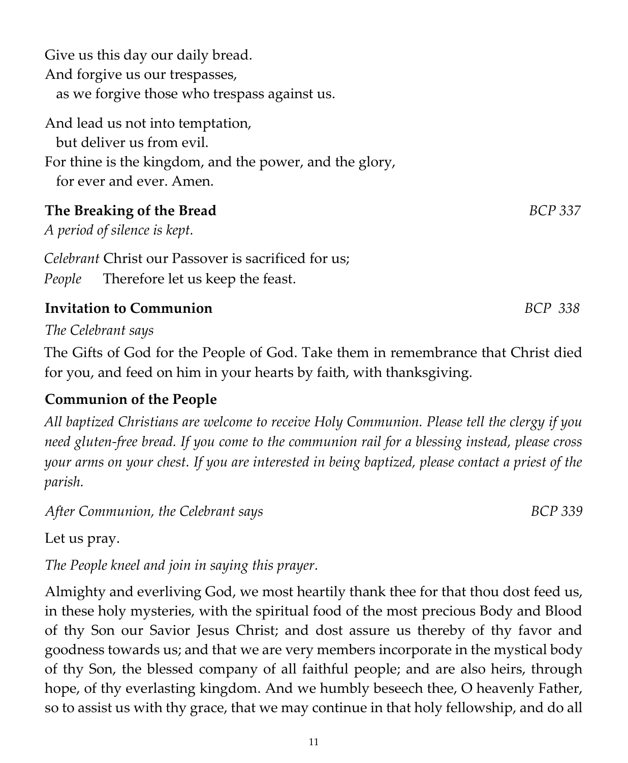Give us this day our daily bread.
And forgive us our trespasses,
  as we forgive those who trespass against us.

And lead us not into temptation,
  but deliver us from evil.
For thine is the kingdom, and the power, and the glory,
  for ever and ever. Amen.

**The Breaking of the Bread** *BCP 337*

*A period of silence is kept.*

*Celebrant* Christ our Passover is sacrificed for us;
*People* Therefore let us keep the feast.

**Invitation to Communion** *BCP 338*

*The Celebrant says*

The Gifts of God for the People of God. Take them in remembrance that Christ died for you, and feed on him in your hearts by faith, with thanksgiving.

**Communion of the People**

*All baptized Christians are welcome to receive Holy Communion. Please tell the clergy if you need gluten-free bread. If you come to the communion rail for a blessing instead, please cross your arms on your chest. If you are interested in being baptized, please contact a priest of the parish.*

*After Communion, the Celebrant says* *BCP 339*

Let us pray.

*The People kneel and join in saying this prayer.*

Almighty and everliving God, we most heartily thank thee for that thou dost feed us, in these holy mysteries, with the spiritual food of the most precious Body and Blood of thy Son our Savior Jesus Christ; and dost assure us thereby of thy favor and goodness towards us; and that we are very members incorporate in the mystical body of thy Son, the blessed company of all faithful people; and are also heirs, through hope, of thy everlasting kingdom. And we humbly beseech thee, O heavenly Father, so to assist us with thy grace, that we may continue in that holy fellowship, and do all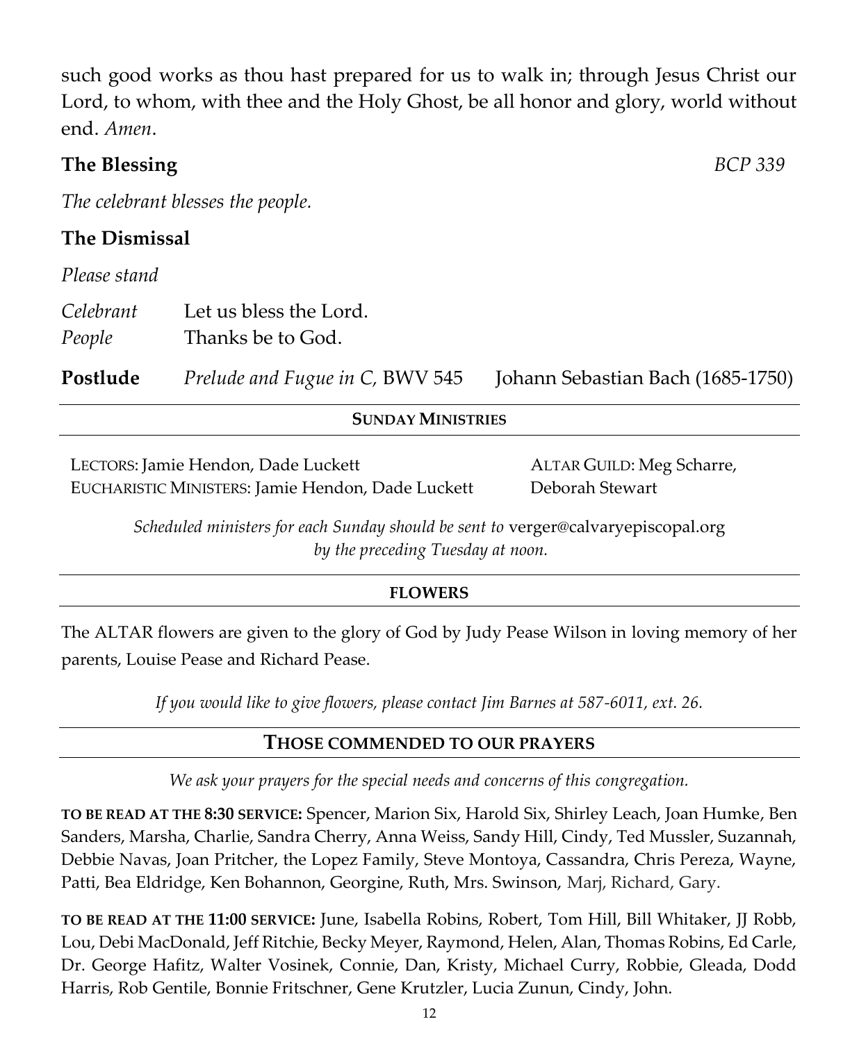such good works as thou hast prepared for us to walk in; through Jesus Christ our Lord, to whom, with thee and the Holy Ghost, be all honor and glory, world without end. *Amen*.

**The Blessing** *BCP 339*

*The celebrant blesses the people.*

**The Dismissal**

*Please stand*

*Celebrant* Let us bless the Lord.
*People* Thanks be to God.

**Postlude** *Prelude and Fugue in C,* BWV 545 Johann Sebastian Bach (1685-1750)

---

**SUNDAY MINISTRIES**

---

LECTORS: Jamie Hendon, Dade Luckett
EUCHARISTIC MINISTERS: Jamie Hendon, Dade Luckett

ALTAR GUILD: Meg Scharre, Deborah Stewart

*Scheduled ministers for each Sunday should be sent to* verger@calvaryepiscopal.org *by the preceding Tuesday at noon.*

---

**FLOWERS**

---

The ALTAR flowers are given to the glory of God by Judy Pease Wilson in loving memory of her parents, Louise Pease and Richard Pease.

*If you would like to give flowers, please contact Jim Barnes at 587-6011, ext. 26.*

---

**THOSE COMMENDED TO OUR PRAYERS**

---

*We ask your prayers for the special needs and concerns of this congregation.*

**TO BE READ AT THE 8:30 SERVICE:** Spencer, Marion Six, Harold Six, Shirley Leach, Joan Humke, Ben Sanders, Marsha, Charlie, Sandra Cherry, Anna Weiss, Sandy Hill, Cindy, Ted Mussler, Suzannah, Debbie Navas, Joan Pritcher, the Lopez Family, Steve Montoya, Cassandra, Chris Pereza, Wayne, Patti, Bea Eldridge, Ken Bohannon, Georgine, Ruth, Mrs. Swinson, Marj, Richard, Gary.

**TO BE READ AT THE 11:00 SERVICE:** June, Isabella Robins, Robert, Tom Hill, Bill Whitaker, JJ Robb, Lou, Debi MacDonald, Jeff Ritchie, Becky Meyer, Raymond, Helen, Alan, Thomas Robins, Ed Carle, Dr. George Hafitz, Walter Vosinek, Connie, Dan, Kristy, Michael Curry, Robbie, Gleada, Dodd Harris, Rob Gentile, Bonnie Fritschner, Gene Krutzler, Lucia Zunun, Cindy, John.